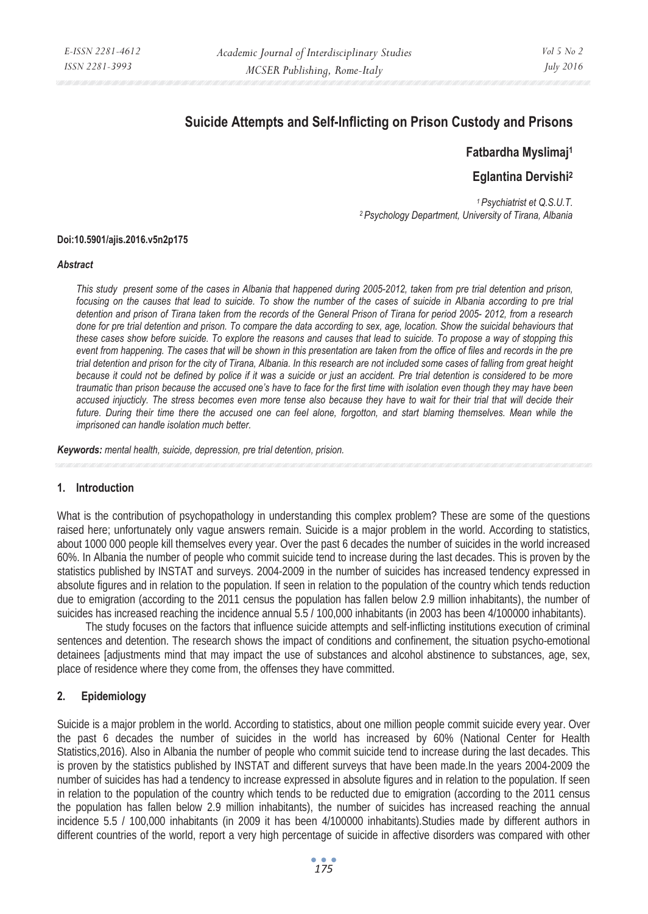# Suicide Attempts and Self-Inflicting on Prison Custody and Prisons

**Fatbardha Myslimaj[1]**

**Eglantina Dervishi[2]**

*[1] Psychiatrist et Q.S.U.T.*
*[2] Psychology Department, University of Tirana, Albania*

**Doi:10.5901/ajis.2016.v5n2p175**

***Abstract***

*This study present some of the cases in Albania that happened during 2005-2012, taken from pre trial detention and prison, focusing on the causes that lead to suicide. To show the number of the cases of suicide in Albania according to pre trial detention and prison of Tirana taken from the records of the General Prison of Tirana for period 2005- 2012, from a research done for pre trial detention and prison. To compare the data according to sex, age, location. Show the suicidal behaviours that these cases show before suicide. To explore the reasons and causes that lead to suicide. To propose a way of stopping this event from happening. The cases that will be shown in this presentation are taken from the office of files and records in the pre trial detention and prison for the city of Tirana, Albania. In this research are not included some cases of falling from great height because it could not be defined by police if it was a suicide or just an accident. Pre trial detention is considered to be more traumatic than prison because the accused one's have to face for the first time with isolation even though they may have been accused injucticly. The stress becomes even more tense also because they have to wait for their trial that will decide their future. During their time there the accused one can feel alone, forgotton, and start blaming themselves. Mean while the imprisoned can handle isolation much better.*

***Keywords:*** *mental health, suicide, depression, pre trial detention, prision.*

## 1. Introduction

What is the contribution of psychopathology in understanding this complex problem? These are some of the questions raised here; unfortunately only vague answers remain. Suicide is a major problem in the world. According to statistics, about 1000 000 people kill themselves every year. Over the past 6 decades the number of suicides in the world increased 60%. In Albania the number of people who commit suicide tend to increase during the last decades. This is proven by the statistics published by INSTAT and surveys. 2004-2009 in the number of suicides has increased tendency expressed in absolute figures and in relation to the population. If seen in relation to the population of the country which tends reduction due to emigration (according to the 2011 census the population has fallen below 2.9 million inhabitants), the number of suicides has increased reaching the incidence annual 5.5 / 100,000 inhabitants (in 2003 has been 4/100000 inhabitants).

The study focuses on the factors that influence suicide attempts and self-inflicting institutions execution of criminal sentences and detention. The research shows the impact of conditions and confinement, the situation psycho-emotional detainees [adjustments mind that may impact the use of substances and alcohol abstinence to substances, age, sex, place of residence where they come from, the offenses they have committed.

## 2. Epidemiology

Suicide is a major problem in the world. According to statistics, about one million people commit suicide every year. Over the past 6 decades the number of suicides in the world has increased by 60% (National Center for Health Statistics,2016). Also in Albania the number of people who commit suicide tend to increase during the last decades. This is proven by the statistics published by INSTAT and different surveys that have been made.In the years 2004-2009 the number of suicides has had a tendency to increase expressed in absolute figures and in relation to the population. If seen in relation to the population of the country which tends to be reducted due to emigration (according to the 2011 census the population has fallen below 2.9 million inhabitants), the number of suicides has increased reaching the annual incidence 5.5 / 100,000 inhabitants (in 2009 it has been 4/100000 inhabitants).Studies made by different authors in different countries of the world, report a very high percentage of suicide in affective disorders was compared with other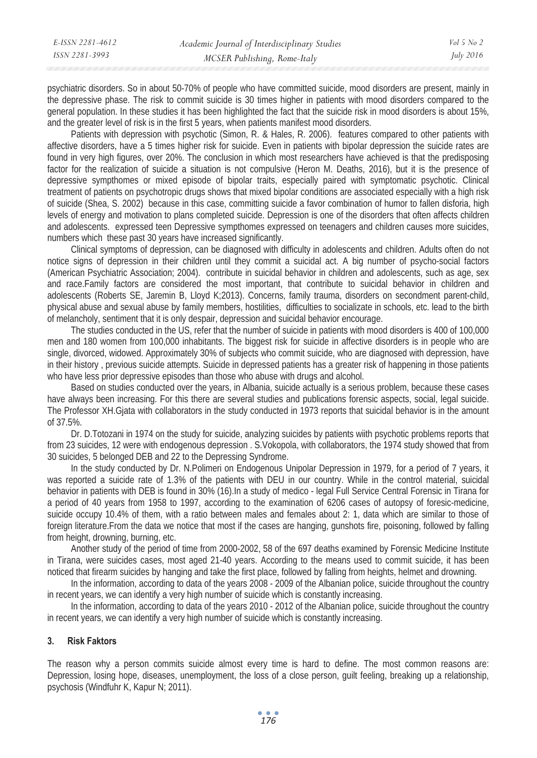psychiatric disorders. So in about 50-70% of people who have committed suicide, mood disorders are present, mainly in the depressive phase. The risk to commit suicide is 30 times higher in patients with mood disorders compared to the general population. In these studies it has been highlighted the fact that the suicide risk in mood disorders is about 15%, and the greater level of risk is in the first 5 years, when patients manifest mood disorders.

Patients with depression with psychotic (Simon, R. & Hales, R. 2006). features compared to other patients with affective disorders, have a 5 times higher risk for suicide. Even in patients with bipolar depression the suicide rates are found in very high figures, over 20%. The conclusion in which most researchers have achieved is that the predisposing factor for the realization of suicide a situation is not compulsive (Heron M. Deaths, 2016), but it is the presence of depressive sympthomes or mixed episode of bipolar traits, especially paired with symptomatic psychotic. Clinical treatment of patients on psychotropic drugs shows that mixed bipolar conditions are associated especially with a high risk of suicide (Shea, S. 2002) because in this case, committing suicide a favor combination of humor to fallen disforia, high levels of energy and motivation to plans completed suicide. Depression is one of the disorders that often affects children and adolescents. expressed teen Depressive sympthomes expressed on teenagers and children causes more suicides, numbers which these past 30 years have increased significantly.

Clinical symptoms of depression, can be diagnosed with difficulty in adolescents and children. Adults often do not notice signs of depression in their children until they commit a suicidal act. A big number of psycho-social factors (American Psychiatric Association; 2004). contribute in suicidal behavior in children and adolescents, such as age, sex and race.Family factors are considered the most important, that contribute to suicidal behavior in children and adolescents (Roberts SE, Jaremin B, Lloyd K;2013). Concerns, family trauma, disorders on secondment parent-child, physical abuse and sexual abuse by family members, hostilities, difficulties to socializate in schools, etc. lead to the birth of melancholy, sentiment that it is only despair, depression and suicidal behavior encourage.

The studies conducted in the US, refer that the number of suicide in patients with mood disorders is 400 of 100,000 men and 180 women from 100,000 inhabitants. The biggest risk for suicide in affective disorders is in people who are single, divorced, widowed. Approximately 30% of subjects who commit suicide, who are diagnosed with depression, have in their history , previous suicide attempts. Suicide in depressed patients has a greater risk of happening in those patients who have less prior depressive episodes than those who abuse with drugs and alcohol.

Based on studies conducted over the years, in Albania, suicide actually is a serious problem, because these cases have always been increasing. For this there are several studies and publications forensic aspects, social, legal suicide. The Professor XH.Gjata with collaborators in the study conducted in 1973 reports that suicidal behavior is in the amount of 37.5%.

Dr. D.Totozani in 1974 on the study for suicide, analyzing suicides by patients wiith psychotic problems reports that from 23 suicides, 12 were with endogenous depression . S.Vokopola, with collaborators, the 1974 study showed that from 30 suicides, 5 belonged DEB and 22 to the Depressing Syndrome.

In the study conducted by Dr. N.Polimeri on Endogenous Unipolar Depression in 1979, for a period of 7 years, it was reported a suicide rate of 1.3% of the patients with DEU in our country. While in the control material, suicidal behavior in patients with DEB is found in 30% (16).In a study of medico - legal Full Service Central Forensic in Tirana for a period of 40 years from 1958 to 1997, according to the examination of 6206 cases of autopsy of foresic-medicine, suicide occupy 10.4% of them, with a ratio between males and females about 2: 1, data which are similar to those of foreign literature.From the data we notice that most if the cases are hanging, gunshots fire, poisoning, followed by falling from height, drowning, burning, etc.

Another study of the period of time from 2000-2002, 58 of the 697 deaths examined by Forensic Medicine Institute in Tirana, were suicides cases, most aged 21-40 years. According to the means used to commit suicide, it has been noticed that firearm suicides by hanging and take the first place, followed by falling from heights, helmet and drowning.

In the information, according to data of the years 2008 - 2009 of the Albanian police, suicide throughout the country in recent years, we can identify a very high number of suicide which is constantly increasing.

In the information, according to data of the years 2010 - 2012 of the Albanian police, suicide throughout the country in recent years, we can identify a very high number of suicide which is constantly increasing.

### 3. Risk Faktors

The reason why a person commits suicide almost every time is hard to define. The most common reasons are: Depression, losing hope, diseases, unemployment, the loss of a close person, guilt feeling, breaking up a relationship, psychosis (Windfuhr K, Kapur N; 2011).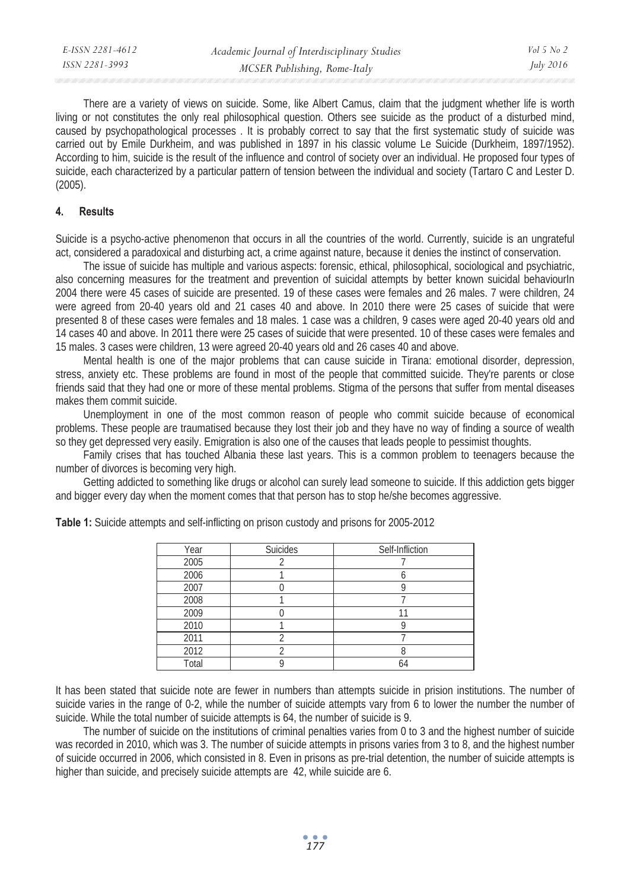There are a variety of views on suicide. Some, like Albert Camus, claim that the judgment whether life is worth living or not constitutes the only real philosophical question. Others see suicide as the product of a disturbed mind, caused by psychopathological processes . It is probably correct to say that the first systematic study of suicide was carried out by Emile Durkheim, and was published in 1897 in his classic volume Le Suicide (Durkheim, 1897/1952). According to him, suicide is the result of the influence and control of society over an individual. He proposed four types of suicide, each characterized by a particular pattern of tension between the individual and society (Tartaro C and Lester D. (2005).

## 4. Results

Suicide is a psycho-active phenomenon that occurs in all the countries of the world. Currently, suicide is an ungrateful act, considered a paradoxical and disturbing act, a crime against nature, because it denies the instinct of conservation.

The issue of suicide has multiple and various aspects: forensic, ethical, philosophical, sociological and psychiatric, also concerning measures for the treatment and prevention of suicidal attempts by better known suicidal behaviourIn 2004 there were 45 cases of suicide are presented. 19 of these cases were females and 26 males. 7 were children, 24 were agreed from 20-40 years old and 21 cases 40 and above. In 2010 there were 25 cases of suicide that were presented 8 of these cases were females and 18 males. 1 case was a children, 9 cases were aged 20-40 years old and 14 cases 40 and above. In 2011 there were 25 cases of suicide that were presented. 10 of these cases were females and 15 males. 3 cases were children, 13 were agreed 20-40 years old and 26 cases 40 and above.

Mental health is one of the major problems that can cause suicide in Tirana: emotional disorder, depression, stress, anxiety etc. These problems are found in most of the people that committed suicide. They're parents or close friends said that they had one or more of these mental problems. Stigma of the persons that suffer from mental diseases makes them commit suicide.

Unemployment in one of the most common reason of people who commit suicide because of economical problems. These people are traumatised because they lost their job and they have no way of finding a source of wealth so they get depressed very easily. Emigration is also one of the causes that leads people to pessimist thoughts.

Family crises that has touched Albania these last years. This is a common problem to teenagers because the number of divorces is becoming very high.

Getting addicted to something like drugs or alcohol can surely lead someone to suicide. If this addiction gets bigger and bigger every day when the moment comes that that person has to stop he/she becomes aggressive.

**Table 1:** Suicide attempts and self-inflicting on prison custody and prisons for 2005-2012

| Year | Suicides | Self-Infliction |
|---|---|---|
| 2005 | 2 | 7 |
| 2006 | 1 | 6 |
| 2007 | 0 | 9 |
| 2008 | 1 | 7 |
| 2009 | 0 | 11 |
| 2010 | 1 | 9 |
| 2011 | 2 | 7 |
| 2012 | 2 | 8 |
| Total | 9 | 64 |

It has been stated that suicide note are fewer in numbers than attempts suicide in prision institutions. The number of suicide varies in the range of 0-2, while the number of suicide attempts vary from 6 to lower the number the number of suicide. While the total number of suicide attempts is 64, the number of suicide is 9.

The number of suicide on the institutions of criminal penalties varies from 0 to 3 and the highest number of suicide was recorded in 2010, which was 3. The number of suicide attempts in prisons varies from 3 to 8, and the highest number of suicide occurred in 2006, which consisted in 8. Even in prisons as pre-trial detention, the number of suicide attempts is higher than suicide, and precisely suicide attempts are 42, while suicide are 6.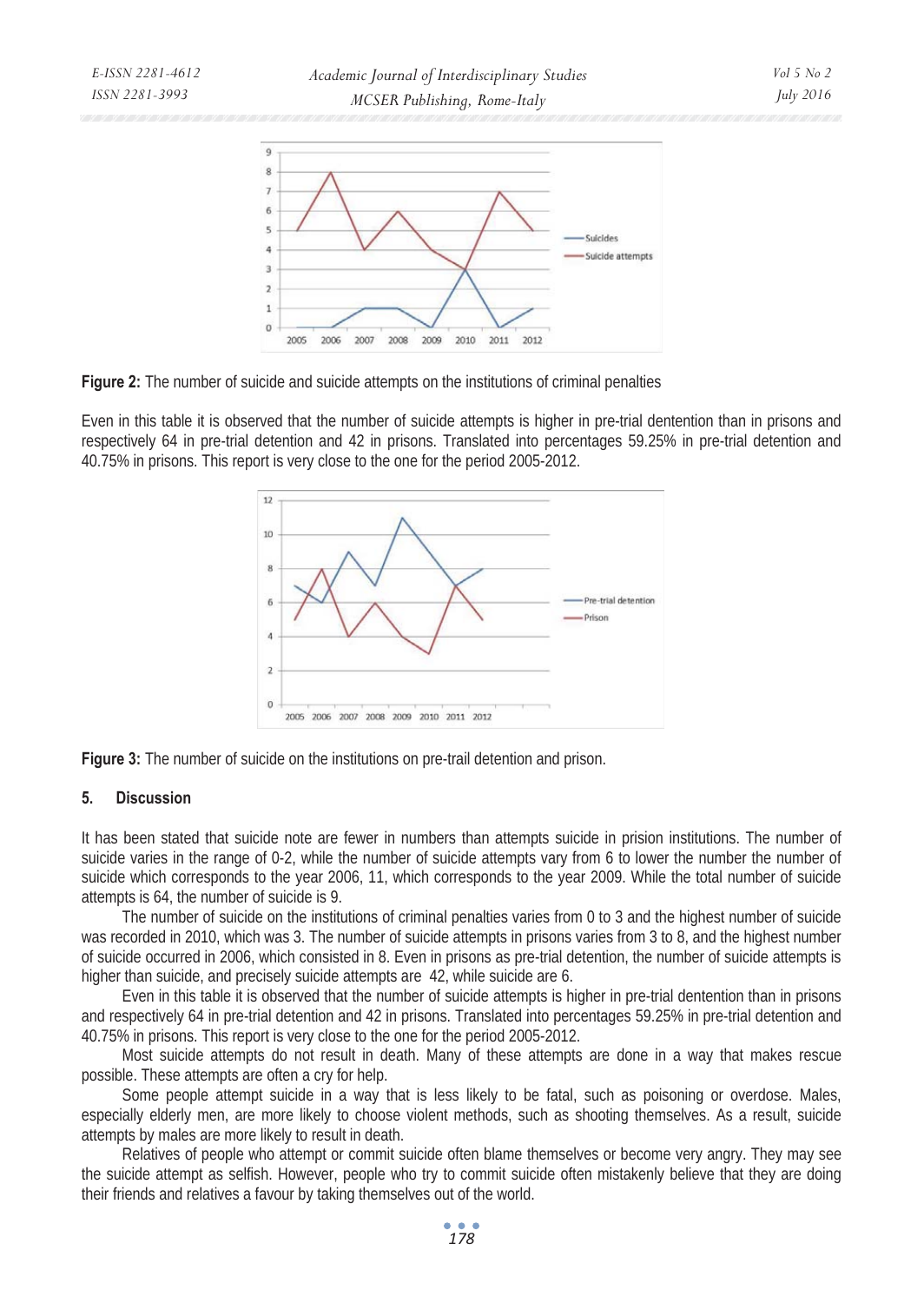**Figure 2:** The number of suicide and suicide attempts on the institutions of criminal penalties

Even in this table it is observed that the number of suicide attempts is higher in pre-trial dentention than in prisons and respectively 64 in pre-trial detention and 42 in prisons. Translated into percentages 59.25% in pre-trial detention and 40.75% in prisons. This report is very close to the one for the period 2005-2012.

**Figure 3:** The number of suicide on the institutions on pre-trail detention and prison.

## 5. Discussion

It has been stated that suicide note are fewer in numbers than attempts suicide in prision institutions. The number of suicide varies in the range of 0-2, while the number of suicide attempts vary from 6 to lower the number the number of suicide which corresponds to the year 2006, 11, which corresponds to the year 2009. While the total number of suicide attempts is 64, the number of suicide is 9.

The number of suicide on the institutions of criminal penalties varies from 0 to 3 and the highest number of suicide was recorded in 2010, which was 3. The number of suicide attempts in prisons varies from 3 to 8, and the highest number of suicide occurred in 2006, which consisted in 8. Even in prisons as pre-trial detention, the number of suicide attempts is higher than suicide, and precisely suicide attempts are 42, while suicide are 6.

Even in this table it is observed that the number of suicide attempts is higher in pre-trial dentention than in prisons and respectively 64 in pre-trial detention and 42 in prisons. Translated into percentages 59.25% in pre-trial detention and 40.75% in prisons. This report is very close to the one for the period 2005-2012.

Most suicide attempts do not result in death. Many of these attempts are done in a way that makes rescue possible. These attempts are often a cry for help.

Some people attempt suicide in a way that is less likely to be fatal, such as poisoning or overdose. Males, especially elderly men, are more likely to choose violent methods, such as shooting themselves. As a result, suicide attempts by males are more likely to result in death.

Relatives of people who attempt or commit suicide often blame themselves or become very angry. They may see the suicide attempt as selfish. However, people who try to commit suicide often mistakenly believe that they are doing their friends and relatives a favour by taking themselves out of the world.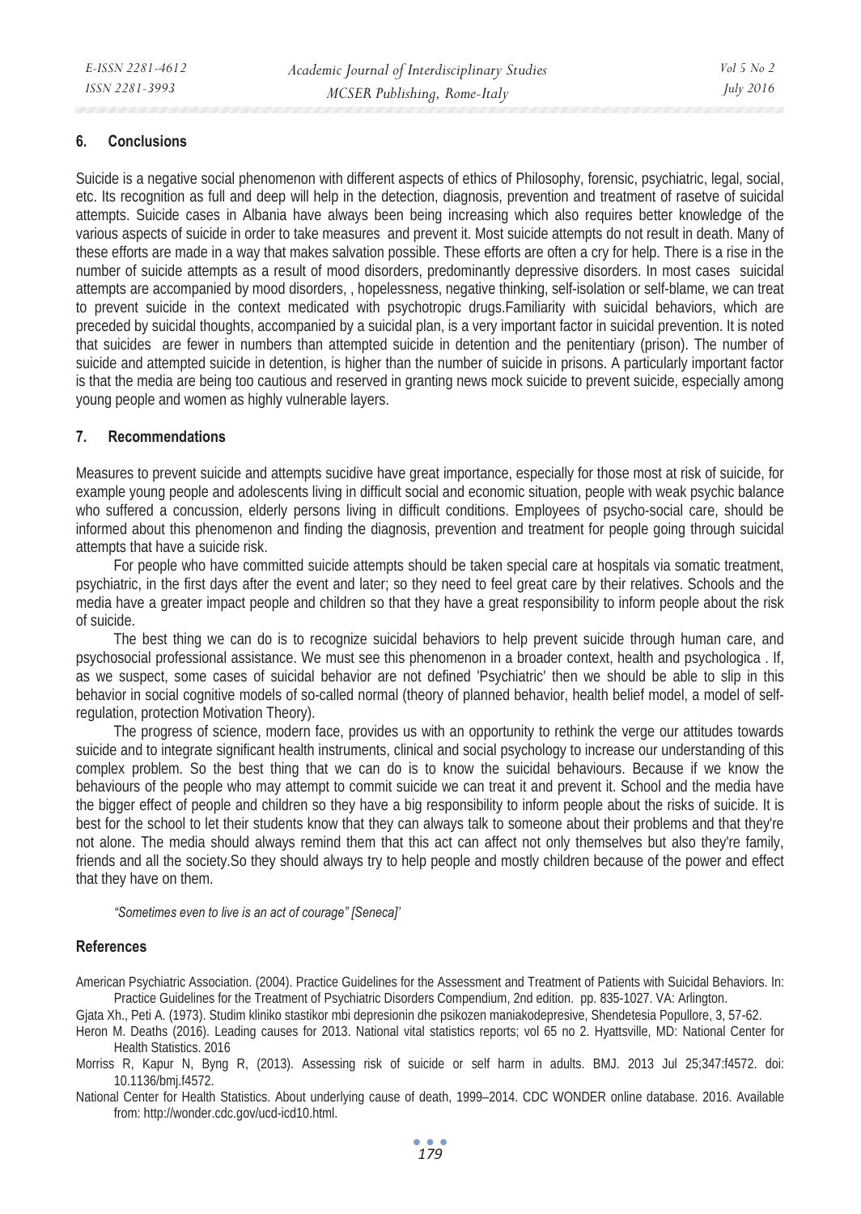## 6. Conclusions

Suicide is a negative social phenomenon with different aspects of ethics of Philosophy, forensic, psychiatric, legal, social, etc. Its recognition as full and deep will help in the detection, diagnosis, prevention and treatment of rasetve of suicidal attempts. Suicide cases in Albania have always been being increasing which also requires better knowledge of the various aspects of suicide in order to take measures and prevent it. Most suicide attempts do not result in death. Many of these efforts are made in a way that makes salvation possible. These efforts are often a cry for help. There is a rise in the number of suicide attempts as a result of mood disorders, predominantly depressive disorders. In most cases suicidal attempts are accompanied by mood disorders, , hopelessness, negative thinking, self-isolation or self-blame, we can treat to prevent suicide in the context medicated with psychotropic drugs.Familiarity with suicidal behaviors, which are preceded by suicidal thoughts, accompanied by a suicidal plan, is a very important factor in suicidal prevention. It is noted that suicides are fewer in numbers than attempted suicide in detention and the penitentiary (prison). The number of suicide and attempted suicide in detention, is higher than the number of suicide in prisons. A particularly important factor is that the media are being too cautious and reserved in granting news mock suicide to prevent suicide, especially among young people and women as highly vulnerable layers.

## 7. Recommendations

Measures to prevent suicide and attempts sucidive have great importance, especially for those most at risk of suicide, for example young people and adolescents living in difficult social and economic situation, people with weak psychic balance who suffered a concussion, elderly persons living in difficult conditions. Employees of psycho-social care, should be informed about this phenomenon and finding the diagnosis, prevention and treatment for people going through suicidal attempts that have a suicide risk.

For people who have committed suicide attempts should be taken special care at hospitals via somatic treatment, psychiatric, in the first days after the event and later; so they need to feel great care by their relatives. Schools and the media have a greater impact people and children so that they have a great responsibility to inform people about the risk of suicide.

The best thing we can do is to recognize suicidal behaviors to help prevent suicide through human care, and psychosocial professional assistance. We must see this phenomenon in a broader context, health and psychologica . If, as we suspect, some cases of suicidal behavior are not defined 'Psychiatric' then we should be able to slip in this behavior in social cognitive models of so-called normal (theory of planned behavior, health belief model, a model of self-regulation, protection Motivation Theory).

The progress of science, modern face, provides us with an opportunity to rethink the verge our attitudes towards suicide and to integrate significant health instruments, clinical and social psychology to increase our understanding of this complex problem. So the best thing that we can do is to know the suicidal behaviours. Because if we know the behaviours of the people who may attempt to commit suicide we can treat it and prevent it. School and the media have the bigger effect of people and children so they have a big responsibility to inform people about the risks of suicide. It is best for the school to let their students know that they can always talk to someone about their problems and that they're not alone. The media should always remind them that this act can affect not only themselves but also they're family, friends and all the society.So they should always try to help people and mostly children because of the power and effect that they have on them.

*"Sometimes even to live is an act of courage" [Seneca]'*

## References

American Psychiatric Association. (2004). Practice Guidelines for the Assessment and Treatment of Patients with Suicidal Behaviors. In: Practice Guidelines for the Treatment of Psychiatric Disorders Compendium, 2nd edition. pp. 835-1027. VA: Arlington.

Gjata Xh., Peti A. (1973). Studim kliniko stastikor mbi depresionin dhe psikozen maniakodepresive, Shendetesia Popullore, 3, 57-62.

Heron M. Deaths (2016). Leading causes for 2013. National vital statistics reports; vol 65 no 2. Hyattsville, MD: National Center for Health Statistics. 2016

Morriss R, Kapur N, Byng R, (2013). Assessing risk of suicide or self harm in adults. BMJ. 2013 Jul 25;347:f4572. doi: 10.1136/bmj.f4572.

National Center for Health Statistics. About underlying cause of death, 1999–2014. CDC WONDER online database. 2016. Available from: http://wonder.cdc.gov/ucd-icd10.html.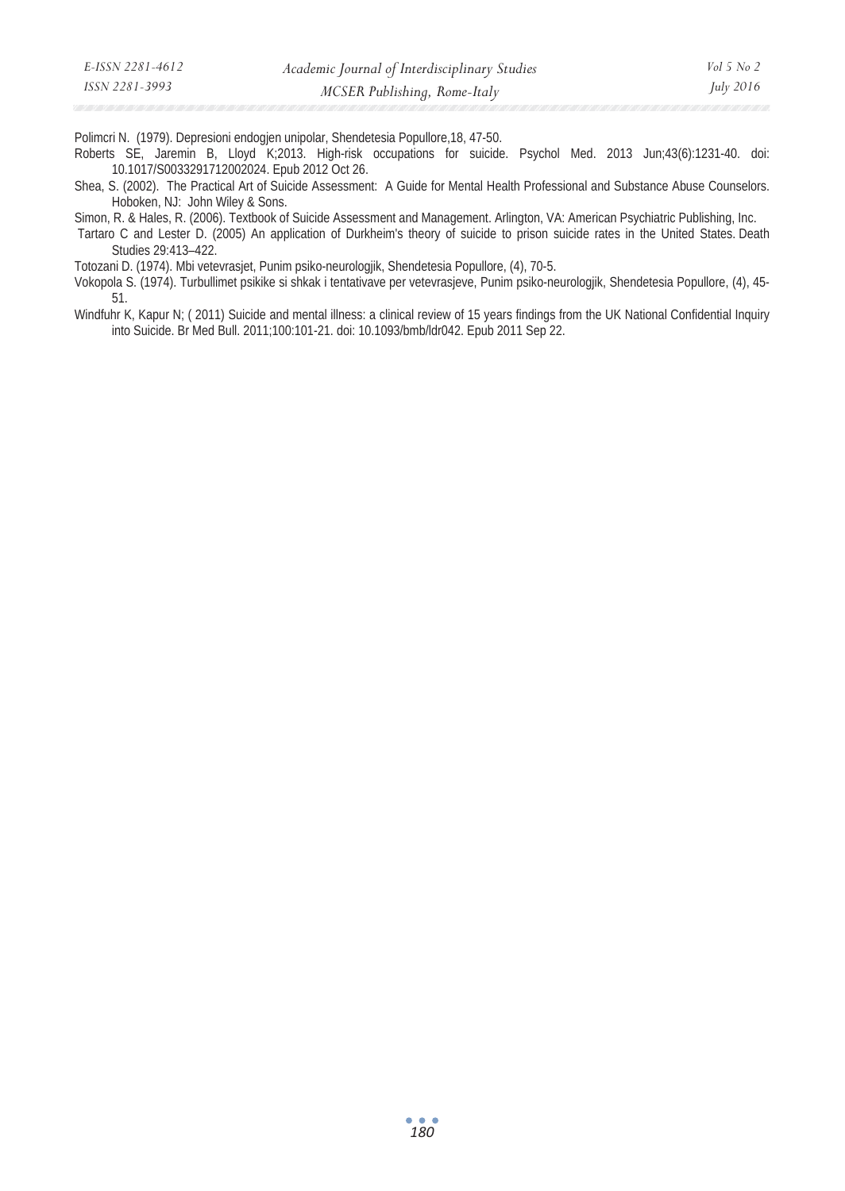Polimcri N. (1979). Depresioni endogjen unipolar, Shendetesia Popullore,18, 47-50.

Roberts SE, Jaremin B, Lloyd K;2013. High-risk occupations for suicide. Psychol Med. 2013 Jun;43(6):1231-40. doi: 10.1017/S0033291712002024. Epub 2012 Oct 26.

Shea, S. (2002). The Practical Art of Suicide Assessment: A Guide for Mental Health Professional and Substance Abuse Counselors. Hoboken, NJ: John Wiley & Sons.

Simon, R. & Hales, R. (2006). Textbook of Suicide Assessment and Management. Arlington, VA: American Psychiatric Publishing, Inc.

Tartaro C and Lester D. (2005) An application of Durkheim's theory of suicide to prison suicide rates in the United States. Death Studies 29:413–422.

Totozani D. (1974). Mbi vetevrasjet, Punim psiko-neurologjik, Shendetesia Popullore, (4), 70-5.

Vokopola S. (1974). Turbullimet psikike si shkak i tentativave per vetevrasjeve, Punim psiko-neurologjik, Shendetesia Popullore, (4), 45-51.

Windfuhr K, Kapur N; ( 2011) Suicide and mental illness: a clinical review of 15 years findings from the UK National Confidential Inquiry into Suicide. Br Med Bull. 2011;100:101-21. doi: 10.1093/bmb/ldr042. Epub 2011 Sep 22.